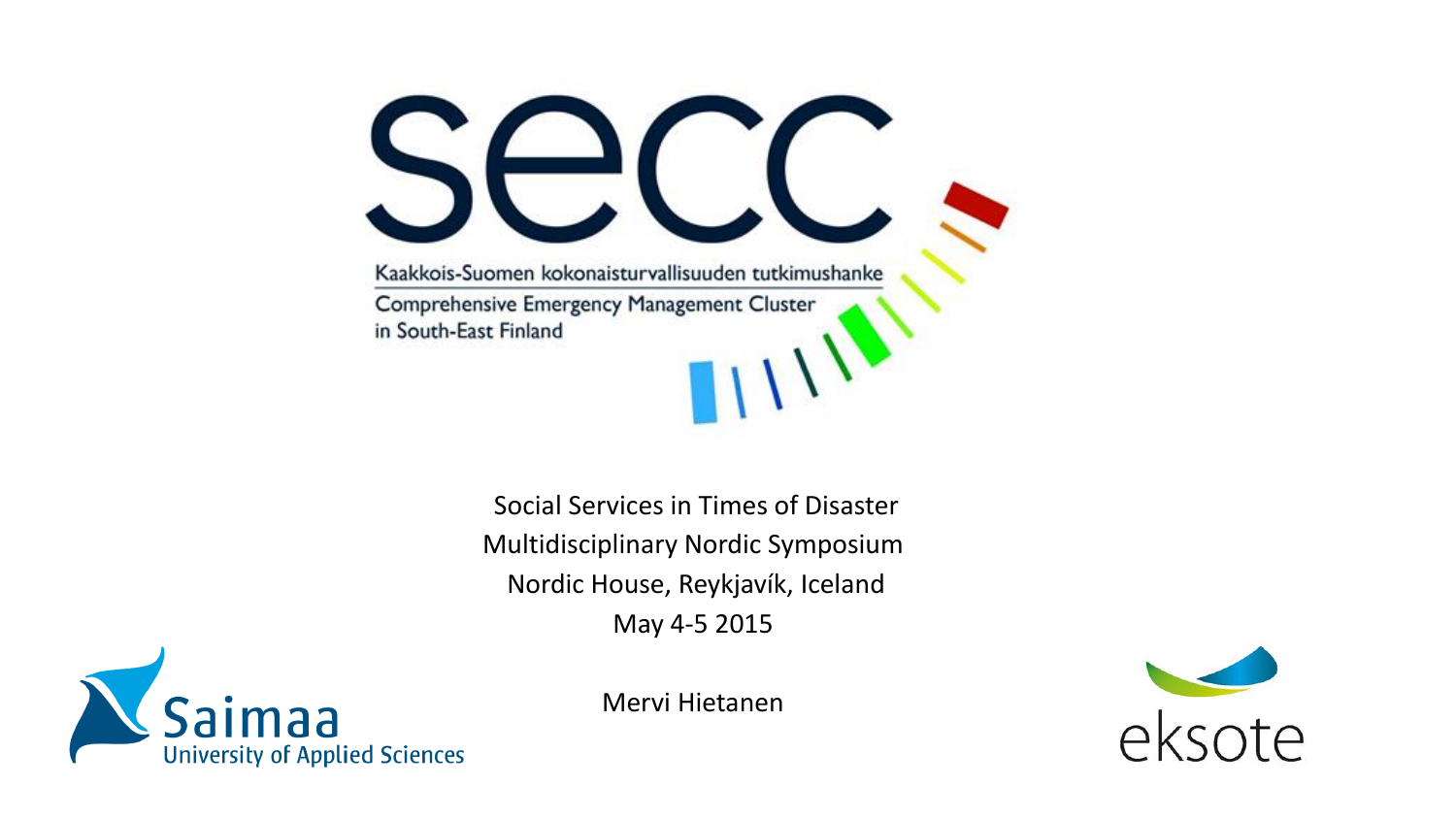# secc

Kaakkois-Suomen kokonaisturvallisuuden tutkimushanke

Comprehensive Emergency Management Cluster in South-East Finland

Social Services in Times of Disaster
Multidisciplinary Nordic Symposium
Nordic House, Reykjavík, Iceland
May 4-5 2015

Mervi Hietanen

Saimaa University of Applied Sciences

eksote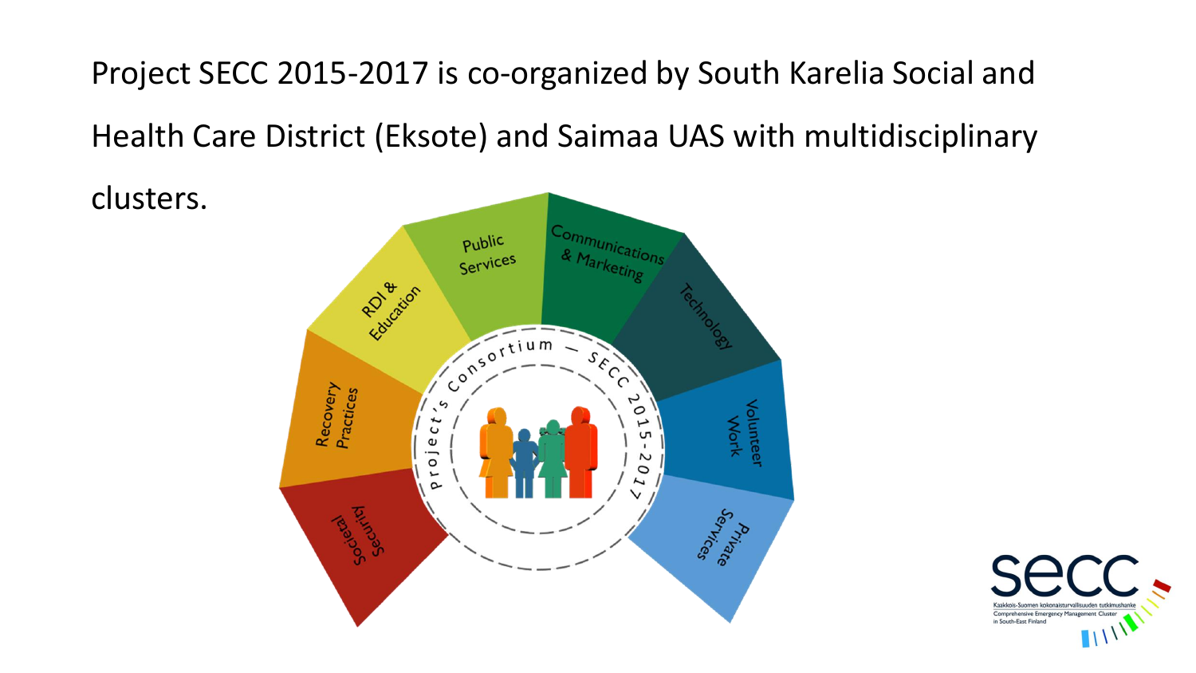Project SECC 2015-2017 is co-organized by South Karelia Social and Health Care District (Eksote) and Saimaa UAS with multidisciplinary clusters.

Project's Consortium – SECC 2015-2017

- Societal Security
- Recovery Practices
- RDI & Education
- Public Services
- Communications & Marketing
- Technology
- Volunteer Work
- Private Services

secc

Kaakkois-Suomen kokonaisturvallisuuden tutkimushanke

Comprehensive Emergency Management Cluster in South-East Finland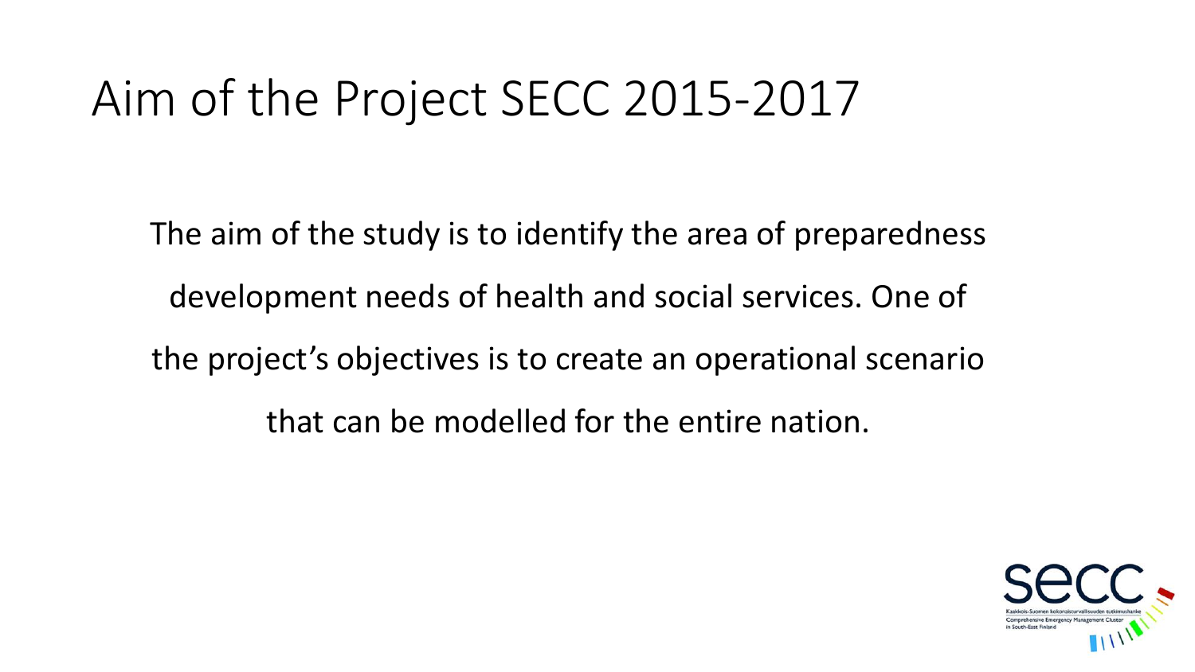# Aim of the Project SECC 2015-2017

The aim of the study is to identify the area of preparedness development needs of health and social services. One of the project's objectives is to create an operational scenario that can be modelled for the entire nation.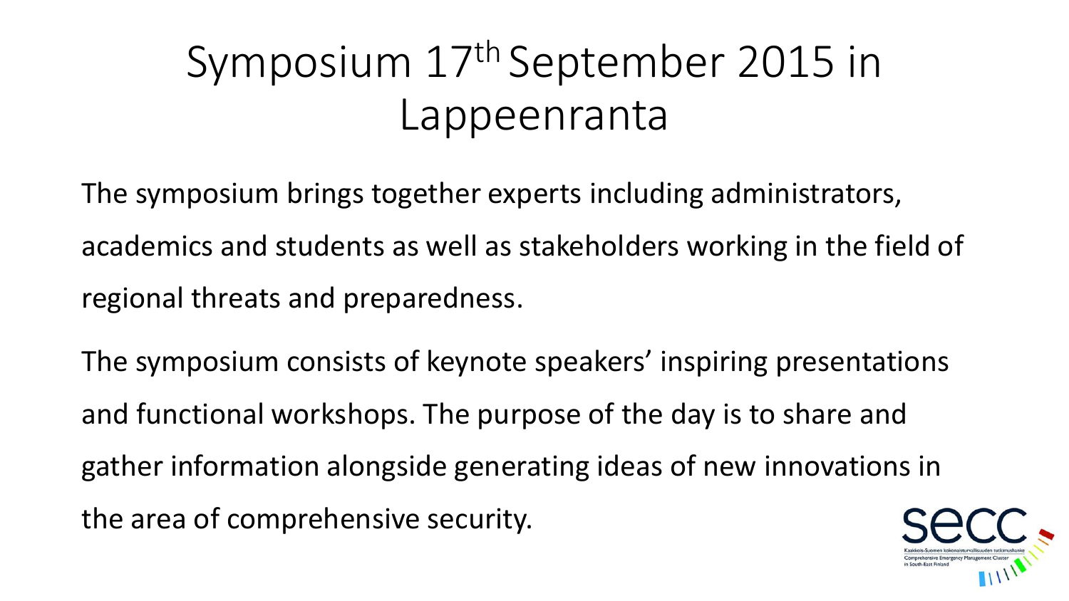# Symposium 17th September 2015 in Lappeenranta

The symposium brings together experts including administrators, academics and students as well as stakeholders working in the field of regional threats and preparedness.

The symposium consists of keynote speakers' inspiring presentations and functional workshops. The purpose of the day is to share and gather information alongside generating ideas of new innovations in the area of comprehensive security.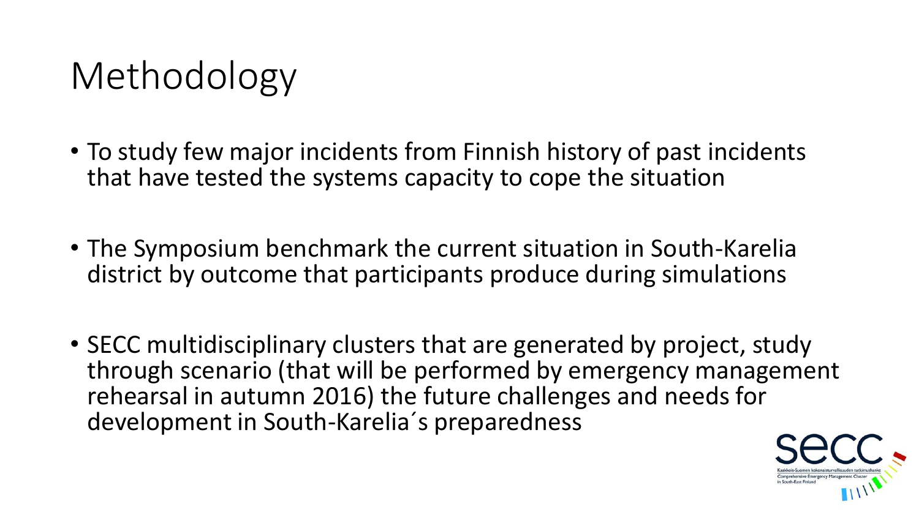# Methodology

- To study few major incidents from Finnish history of past incidents that have tested the systems capacity to cope the situation
- The Symposium benchmark the current situation in South-Karelia district by outcome that participants produce during simulations
- SECC multidisciplinary clusters that are generated by project, study through scenario (that will be performed by emergency management rehearsal in autumn 2016) the future challenges and needs for development in South-Karelia´s preparedness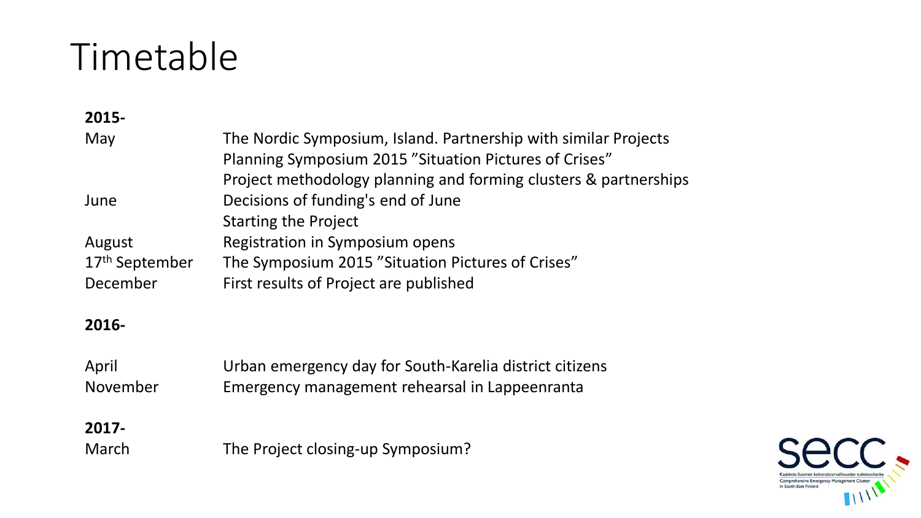# Timetable

**2015-**

| | |
|---|---|
| May | The Nordic Symposium, Island. Partnership with similar Projects |
| | Planning Symposium 2015 ”Situation Pictures of Crises” |
| | Project methodology planning and forming clusters & partnerships |
| June | Decisions of funding's end of June |
| | Starting the Project |
| August | Registration in Symposium opens |
| 17th September | The Symposium 2015 ”Situation Pictures of Crises” |
| December | First results of Project are published |

**2016-**

| | |
|---|---|
| April | Urban emergency day for South-Karelia district citizens |
| November | Emergency management rehearsal in Lappeenranta |

**2017-**

| | |
|---|---|
| March | The Project closing-up Symposium? |

secc

Kaakkois-Suomen kokonaisturvallisuuden tutkimushanke
Comprehensive Emergency Management Cluster in South-East Finland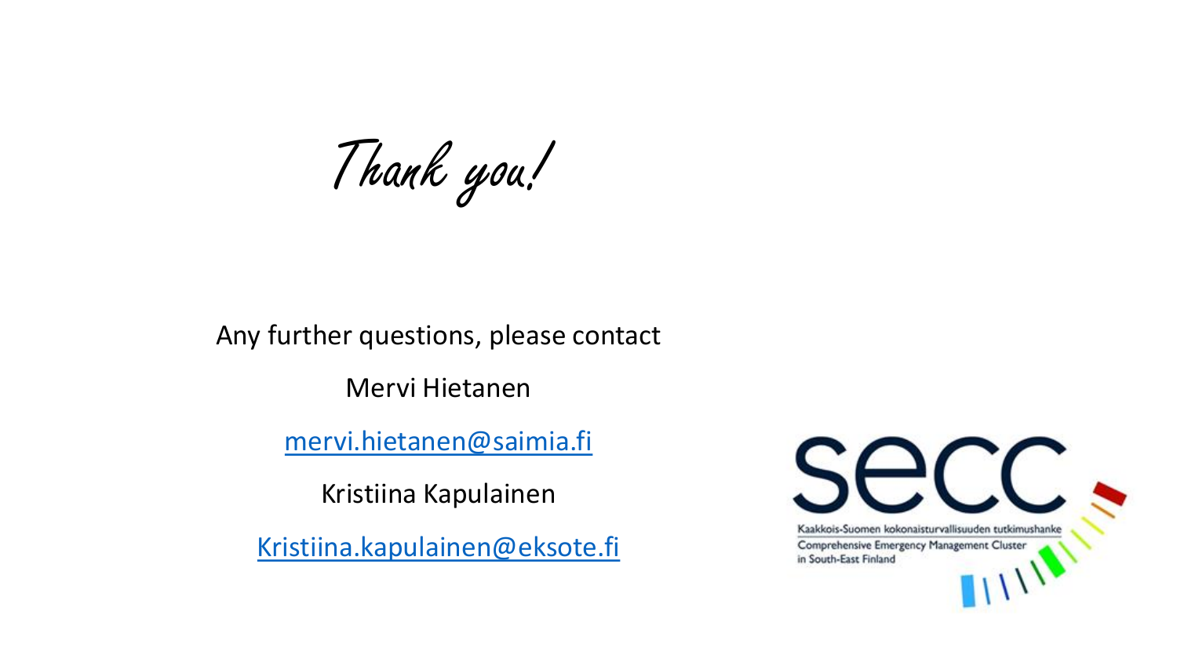# *Thank you!*

Any further questions, please contact

Mervi Hietanen

[mervi.hietanen@saimia.fi](mailto:mervi.hietanen@saimia.fi)

Kristiina Kapulainen

[Kristiina.kapulainen@eksote.fi](mailto:Kristiina.kapulainen@eksote.fi)

secc

Kaakkois-Suomen kokonaisturvallisuuden tutkimushanke

Comprehensive Emergency Management Cluster in South-East Finland